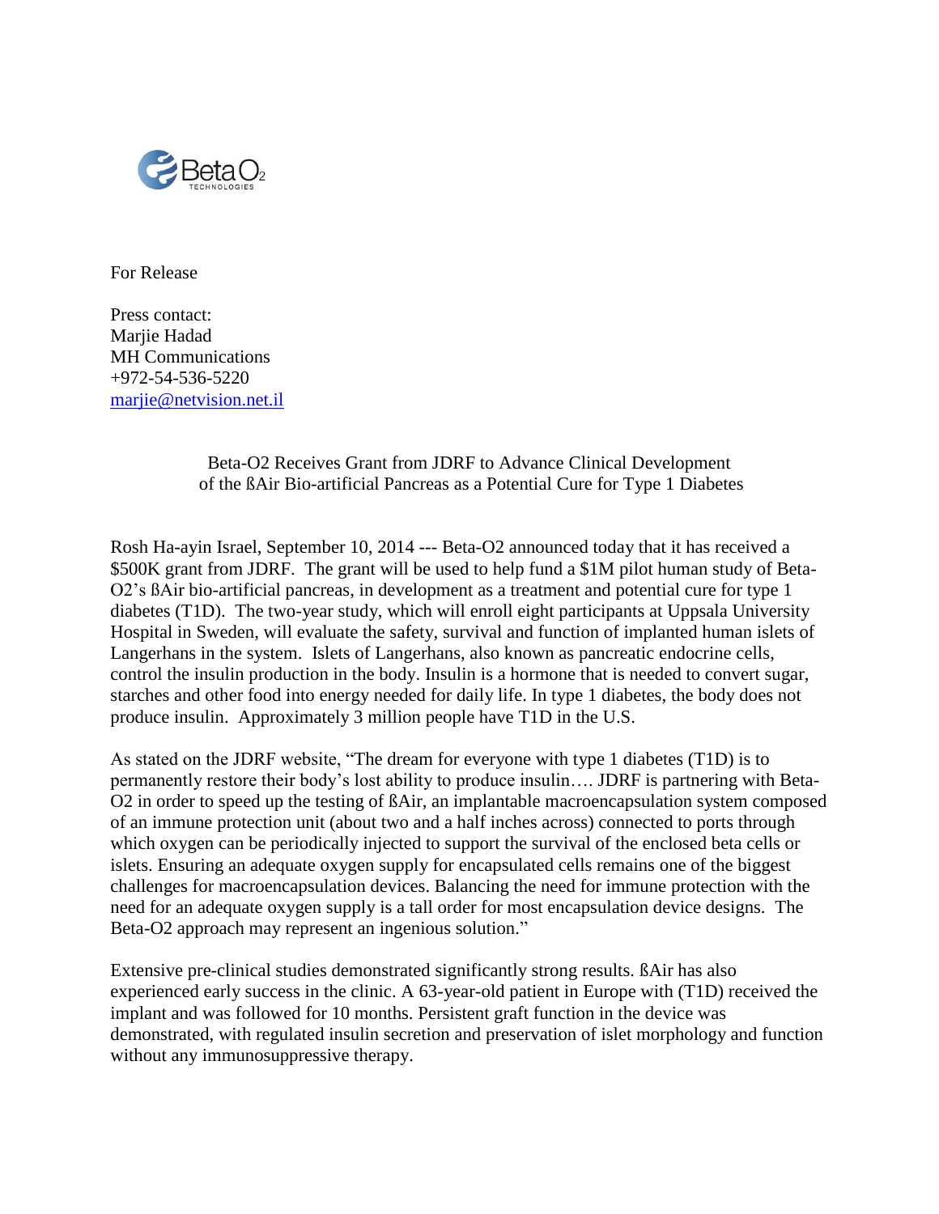For Release

Press contact:
Marjie Hadad
MH Communications
+972-54-536-5220
marjie@netvision.net.il

## Beta-O2 Receives Grant from JDRF to Advance Clinical Development of the ßAir Bio-artificial Pancreas as a Potential Cure for Type 1 Diabetes

Rosh Ha-ayin Israel, September 10, 2014 --- Beta-O2 announced today that it has received a $500K grant from JDRF. The grant will be used to help fund a $1M pilot human study of Beta-O2's ßAir bio-artificial pancreas, in development as a treatment and potential cure for type 1 diabetes (T1D). The two-year study, which will enroll eight participants at Uppsala University Hospital in Sweden, will evaluate the safety, survival and function of implanted human islets of Langerhans in the system. Islets of Langerhans, also known as pancreatic endocrine cells, control the insulin production in the body. Insulin is a hormone that is needed to convert sugar, starches and other food into energy needed for daily life. In type 1 diabetes, the body does not produce insulin. Approximately 3 million people have T1D in the U.S.

As stated on the JDRF website, "The dream for everyone with type 1 diabetes (T1D) is to permanently restore their body's lost ability to produce insulin…. JDRF is partnering with Beta-O2 in order to speed up the testing of ßAir, an implantable macroencapsulation system composed of an immune protection unit (about two and a half inches across) connected to ports through which oxygen can be periodically injected to support the survival of the enclosed beta cells or islets. Ensuring an adequate oxygen supply for encapsulated cells remains one of the biggest challenges for macroencapsulation devices. Balancing the need for immune protection with the need for an adequate oxygen supply is a tall order for most encapsulation device designs. The Beta-O2 approach may represent an ingenious solution."

Extensive pre-clinical studies demonstrated significantly strong results. ßAir has also experienced early success in the clinic. A 63-year-old patient in Europe with (T1D) received the implant and was followed for 10 months. Persistent graft function in the device was demonstrated, with regulated insulin secretion and preservation of islet morphology and function without any immunosuppressive therapy.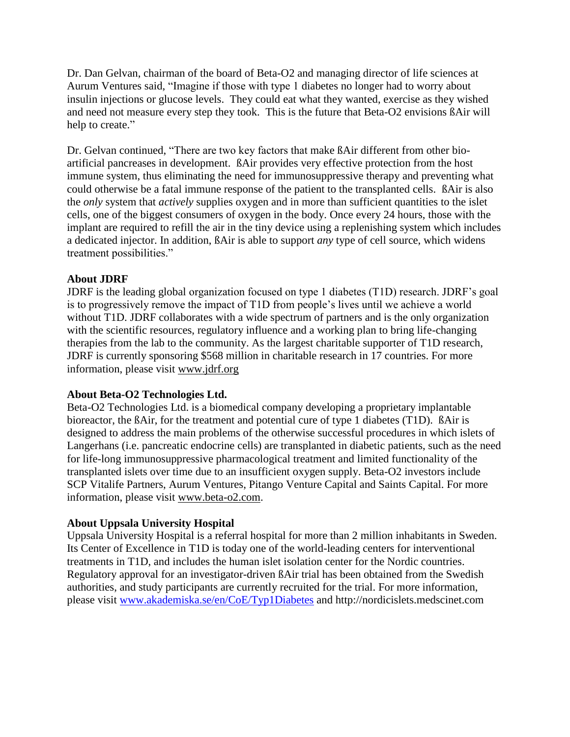Dr. Dan Gelvan, chairman of the board of Beta-O2 and managing director of life sciences at Aurum Ventures said, "Imagine if those with type 1 diabetes no longer had to worry about insulin injections or glucose levels. They could eat what they wanted, exercise as they wished and need not measure every step they took. This is the future that Beta-O2 envisions ßAir will help to create."

Dr. Gelvan continued, "There are two key factors that make ßAir different from other bio-artificial pancreases in development. ßAir provides very effective protection from the host immune system, thus eliminating the need for immunosuppressive therapy and preventing what could otherwise be a fatal immune response of the patient to the transplanted cells. ßAir is also the *only* system that *actively* supplies oxygen and in more than sufficient quantities to the islet cells, one of the biggest consumers of oxygen in the body. Once every 24 hours, those with the implant are required to refill the air in the tiny device using a replenishing system which includes a dedicated injector. In addition, ßAir is able to support *any* type of cell source, which widens treatment possibilities."

**About JDRF**

JDRF is the leading global organization focused on type 1 diabetes (T1D) research. JDRF's goal is to progressively remove the impact of T1D from people's lives until we achieve a world without T1D. JDRF collaborates with a wide spectrum of partners and is the only organization with the scientific resources, regulatory influence and a working plan to bring life-changing therapies from the lab to the community. As the largest charitable supporter of T1D research, JDRF is currently sponsoring $568 million in charitable research in 17 countries. For more information, please visit www.jdrf.org

**About Beta-O2 Technologies Ltd.**

Beta-O2 Technologies Ltd. is a biomedical company developing a proprietary implantable bioreactor, the ßAir, for the treatment and potential cure of type 1 diabetes (T1D). ßAir is designed to address the main problems of the otherwise successful procedures in which islets of Langerhans (i.e. pancreatic endocrine cells) are transplanted in diabetic patients, such as the need for life-long immunosuppressive pharmacological treatment and limited functionality of the transplanted islets over time due to an insufficient oxygen supply. Beta-O2 investors include SCP Vitalife Partners, Aurum Ventures, Pitango Venture Capital and Saints Capital. For more information, please visit www.beta-o2.com.

**About Uppsala University Hospital**

Uppsala University Hospital is a referral hospital for more than 2 million inhabitants in Sweden. Its Center of Excellence in T1D is today one of the world-leading centers for interventional treatments in T1D, and includes the human islet isolation center for the Nordic countries. Regulatory approval for an investigator-driven ßAir trial has been obtained from the Swedish authorities, and study participants are currently recruited for the trial. For more information, please visit www.akademiska.se/en/CoE/Typ1Diabetes and http://nordicislets.medscinet.com